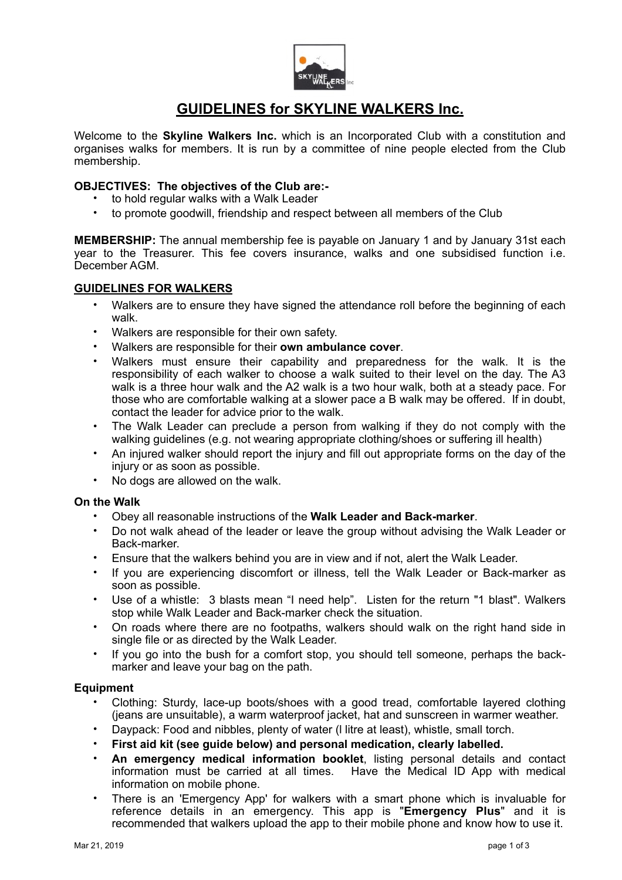# GUIDELINES for SKYLINE WALKERS Inc.

Welcome to the **Skyline Walkers Inc.** which is an Incorporated Club with a constitution and organises walks for members. It is run by a committee of nine people elected from the Club membership.

**OBJECTIVES: The objectives of the Club are:-**

- to hold regular walks with a Walk Leader
- to promote goodwill, friendship and respect between all members of the Club

**MEMBERSHIP:** The annual membership fee is payable on January 1 and by January 31st each year to the Treasurer. This fee covers insurance, walks and one subsidised function i.e. December AGM.

## GUIDELINES FOR WALKERS

- Walkers are to ensure they have signed the attendance roll before the beginning of each walk.
- Walkers are responsible for their own safety.
- Walkers are responsible for their **own ambulance cover**.
- Walkers must ensure their capability and preparedness for the walk. It is the responsibility of each walker to choose a walk suited to their level on the day. The A3 walk is a three hour walk and the A2 walk is a two hour walk, both at a steady pace. For those who are comfortable walking at a slower pace a B walk may be offered. If in doubt, contact the leader for advice prior to the walk.
- The Walk Leader can preclude a person from walking if they do not comply with the walking guidelines (e.g. not wearing appropriate clothing/shoes or suffering ill health)
- An injured walker should report the injury and fill out appropriate forms on the day of the injury or as soon as possible.
- No dogs are allowed on the walk.

### On the Walk

- Obey all reasonable instructions of the **Walk Leader and Back-marker**.
- Do not walk ahead of the leader or leave the group without advising the Walk Leader or Back-marker.
- Ensure that the walkers behind you are in view and if not, alert the Walk Leader.
- If you are experiencing discomfort or illness, tell the Walk Leader or Back-marker as soon as possible.
- Use of a whistle: 3 blasts mean "I need help". Listen for the return "1 blast". Walkers stop while Walk Leader and Back-marker check the situation.
- On roads where there are no footpaths, walkers should walk on the right hand side in single file or as directed by the Walk Leader.
- If you go into the bush for a comfort stop, you should tell someone, perhaps the back-marker and leave your bag on the path.

### Equipment

- Clothing: Sturdy, lace-up boots/shoes with a good tread, comfortable layered clothing (jeans are unsuitable), a warm waterproof jacket, hat and sunscreen in warmer weather.
- Daypack: Food and nibbles, plenty of water (l litre at least), whistle, small torch.
- **First aid kit (see guide below) and personal medication, clearly labelled.**
- **An emergency medical information booklet**, listing personal details and contact information must be carried at all times. Have the Medical ID App with medical information on mobile phone.
- There is an 'Emergency App' for walkers with a smart phone which is invaluable for reference details in an emergency. This app is "**Emergency Plus**" and it is recommended that walkers upload the app to their mobile phone and know how to use it.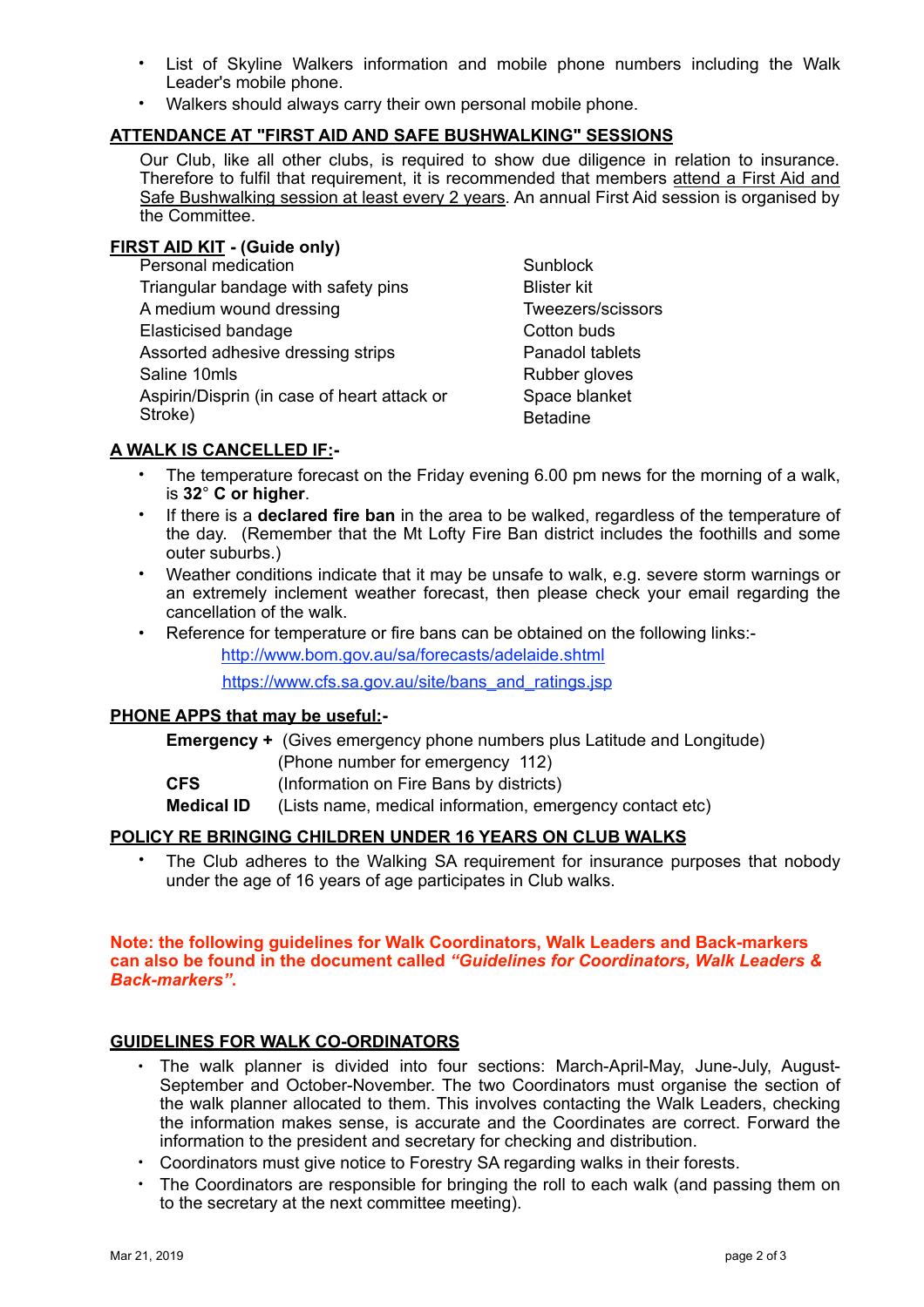- List of Skyline Walkers information and mobile phone numbers including the Walk Leader's mobile phone.
- Walkers should always carry their own personal mobile phone.

## ATTENDANCE AT "FIRST AID AND SAFE BUSHWALKING" SESSIONS

Our Club, like all other clubs, is required to show due diligence in relation to insurance. Therefore to fulfil that requirement, it is recommended that members attend a First Aid and Safe Bushwalking session at least every 2 years. An annual First Aid session is organised by the Committee.

## FIRST AID KIT - (Guide only)

- Personal medication
- Triangular bandage with safety pins
- A medium wound dressing
- Elasticised bandage
- Assorted adhesive dressing strips
- Saline 10mls
- Aspirin/Disprin (in case of heart attack or Stroke)
- Sunblock
- Blister kit
- Tweezers/scissors
- Cotton buds
- Panadol tablets
- Rubber gloves
- Space blanket
- Betadine

## A WALK IS CANCELLED IF:-

- The temperature forecast on the Friday evening 6.00 pm news for the morning of a walk, is **32° C or higher**.
- If there is a **declared fire ban** in the area to be walked, regardless of the temperature of the day. (Remember that the Mt Lofty Fire Ban district includes the foothills and some outer suburbs.)
- Weather conditions indicate that it may be unsafe to walk, e.g. severe storm warnings or an extremely inclement weather forecast, then please check your email regarding the cancellation of the walk.
- Reference for temperature or fire bans can be obtained on the following links:-

  http://www.bom.gov.au/sa/forecasts/adelaide.shtml

  https://www.cfs.sa.gov.au/site/bans_and_ratings.jsp

## PHONE APPS that may be useful:-

**Emergency +** (Gives emergency phone numbers plus Latitude and Longitude)
(Phone number for emergency 112)

**CFS** (Information on Fire Bans by districts)

**Medical ID** (Lists name, medical information, emergency contact etc)

## POLICY RE BRINGING CHILDREN UNDER 16 YEARS ON CLUB WALKS

- The Club adheres to the Walking SA requirement for insurance purposes that nobody under the age of 16 years of age participates in Club walks.

**Note: the following guidelines for Walk Coordinators, Walk Leaders and Back-markers can also be found in the document called *"Guidelines for Coordinators, Walk Leaders & Back-markers"*.**

## GUIDELINES FOR WALK CO-ORDINATORS

- The walk planner is divided into four sections: March-April-May, June-July, August-September and October-November. The two Coordinators must organise the section of the walk planner allocated to them. This involves contacting the Walk Leaders, checking the information makes sense, is accurate and the Coordinates are correct. Forward the information to the president and secretary for checking and distribution.
- Coordinators must give notice to Forestry SA regarding walks in their forests.
- The Coordinators are responsible for bringing the roll to each walk (and passing them on to the secretary at the next committee meeting).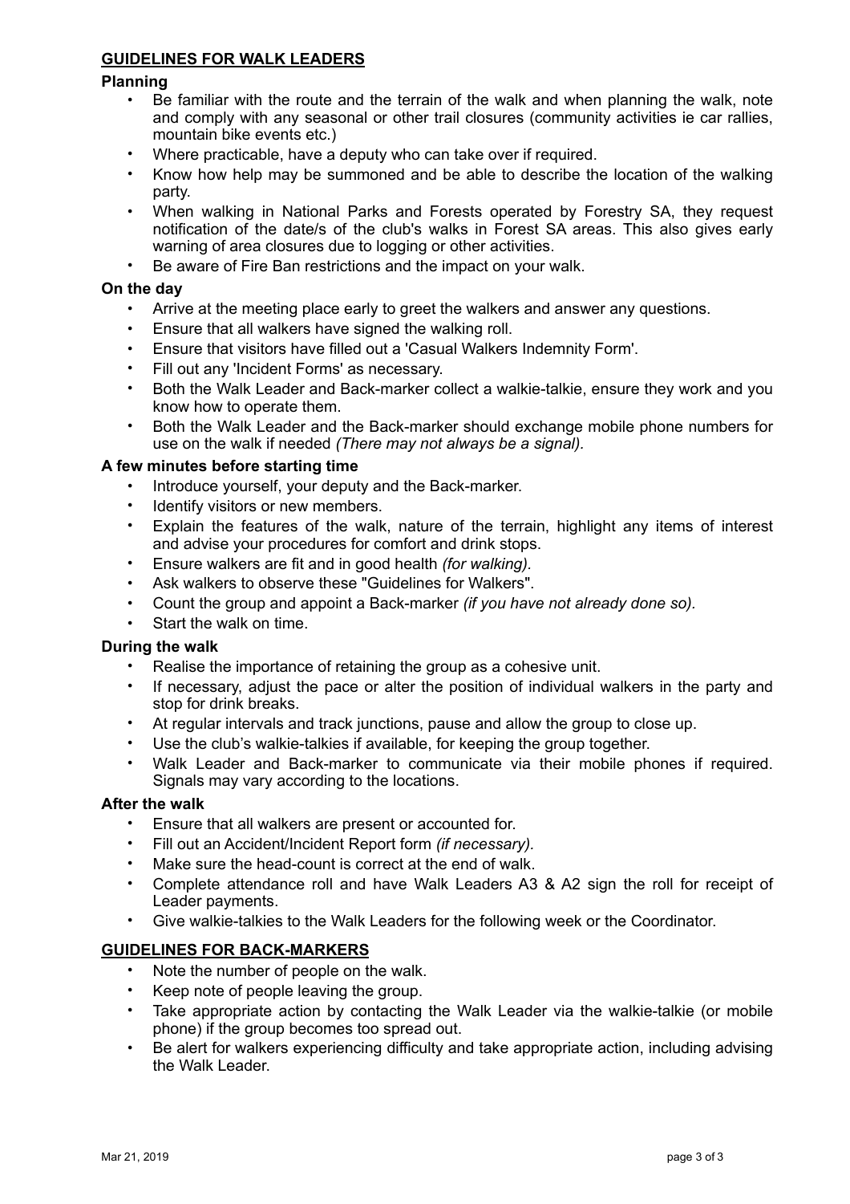## GUIDELINES FOR WALK LEADERS

### Planning

- Be familiar with the route and the terrain of the walk and when planning the walk, note and comply with any seasonal or other trail closures (community activities ie car rallies, mountain bike events etc.)
- Where practicable, have a deputy who can take over if required.
- Know how help may be summoned and be able to describe the location of the walking party.
- When walking in National Parks and Forests operated by Forestry SA, they request notification of the date/s of the club's walks in Forest SA areas. This also gives early warning of area closures due to logging or other activities.
- Be aware of Fire Ban restrictions and the impact on your walk.

### On the day

- Arrive at the meeting place early to greet the walkers and answer any questions.
- Ensure that all walkers have signed the walking roll.
- Ensure that visitors have filled out a 'Casual Walkers Indemnity Form'.
- Fill out any 'Incident Forms' as necessary.
- Both the Walk Leader and Back-marker collect a walkie-talkie, ensure they work and you know how to operate them.
- Both the Walk Leader and the Back-marker should exchange mobile phone numbers for use on the walk if needed *(There may not always be a signal).*

### A few minutes before starting time

- Introduce yourself, your deputy and the Back-marker.
- Identify visitors or new members.
- Explain the features of the walk, nature of the terrain, highlight any items of interest and advise your procedures for comfort and drink stops.
- Ensure walkers are fit and in good health *(for walking).*
- Ask walkers to observe these "Guidelines for Walkers".
- Count the group and appoint a Back-marker *(if you have not already done so).*
- Start the walk on time.

### During the walk

- Realise the importance of retaining the group as a cohesive unit.
- If necessary, adjust the pace or alter the position of individual walkers in the party and stop for drink breaks.
- At regular intervals and track junctions, pause and allow the group to close up.
- Use the club's walkie-talkies if available, for keeping the group together.
- Walk Leader and Back-marker to communicate via their mobile phones if required. Signals may vary according to the locations.

### After the walk

- Ensure that all walkers are present or accounted for.
- Fill out an Accident/Incident Report form *(if necessary).*
- Make sure the head-count is correct at the end of walk.
- Complete attendance roll and have Walk Leaders A3 & A2 sign the roll for receipt of Leader payments.
- Give walkie-talkies to the Walk Leaders for the following week or the Coordinator.

## GUIDELINES FOR BACK-MARKERS

- Note the number of people on the walk.
- Keep note of people leaving the group.
- Take appropriate action by contacting the Walk Leader via the walkie-talkie (or mobile phone) if the group becomes too spread out.
- Be alert for walkers experiencing difficulty and take appropriate action, including advising the Walk Leader.

Mar 21, 2019